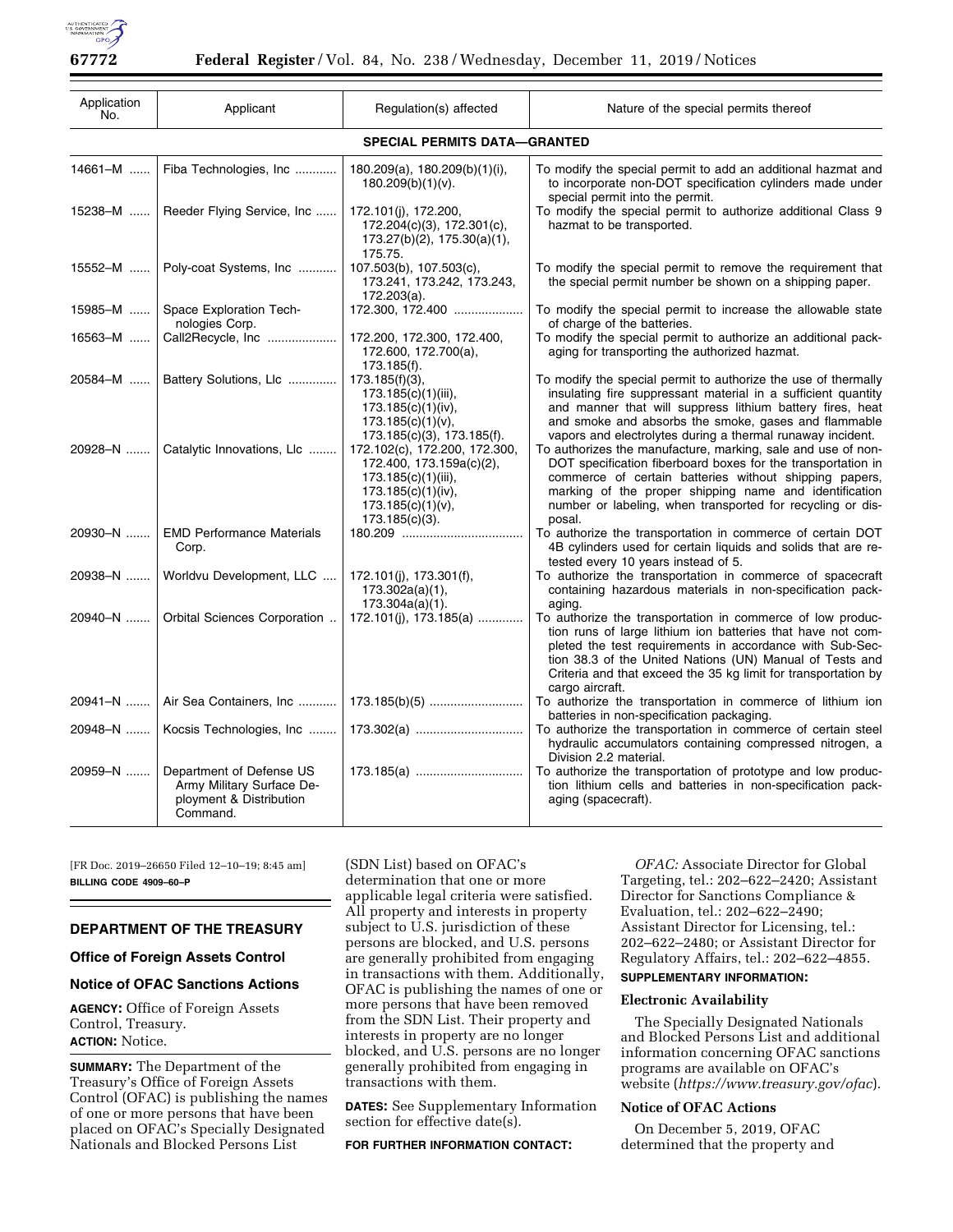| Application No. | Applicant | Regulation(s) affected | Nature of the special permits thereof |
|---|---|---|---|
| **SPECIAL PERMITS DATA—GRANTED** | | | |
| 14661–M | Fiba Technologies, Inc | 180.209(a), 180.209(b)(1)(i), 180.209(b)(1)(v). | To modify the special permit to add an additional hazmat and to incorporate non-DOT specification cylinders made under special permit into the permit. |
| 15238–M | Reeder Flying Service, Inc | 172.101(j), 172.200, 172.204(c)(3), 172.301(c), 173.27(b)(2), 175.30(a)(1), 175.75. | To modify the special permit to authorize additional Class 9 hazmat to be transported. |
| 15552–M | Poly-coat Systems, Inc | 107.503(b), 107.503(c), 173.241, 173.242, 173.243, 172.203(a). | To modify the special permit to remove the requirement that the special permit number be shown on a shipping paper. |
| 15985–M | Space Exploration Technologies Corp. | 172.300, 172.400 | To modify the special permit to increase the allowable state of charge of the batteries. |
| 16563–M | Call2Recycle, Inc | 172.200, 172.300, 172.400, 172.600, 172.700(a), 173.185(f). | To modify the special permit to authorize an additional packaging for transporting the authorized hazmat. |
| 20584–M | Battery Solutions, Llc | 173.185(f)(3), 173.185(c)(1)(iii), 173.185(c)(1)(iv), 173.185(c)(1)(v), 173.185(c)(3), 173.185(f). | To modify the special permit to authorize the use of thermally insulating fire suppressant material in a sufficient quantity and manner that will suppress lithium battery fires, heat and smoke and absorbs the smoke, gases and flammable vapors and electrolytes during a thermal runaway incident. |
| 20928–N | Catalytic Innovations, Llc | 172.102(c), 172.200, 172.300, 172.400, 173.159a(c)(2), 173.185(c)(1)(iii), 173.185(c)(1)(iv), 173.185(c)(1)(v), 173.185(c)(3). | To authorizes the manufacture, marking, sale and use of non-DOT specification fiberboard boxes for the transportation in commerce of certain batteries without shipping papers, marking of the proper shipping name and identification number or labeling, when transported for recycling or disposal. |
| 20930–N | EMD Performance Materials Corp. | 180.209 | To authorize the transportation in commerce of certain DOT 4B cylinders used for certain liquids and solids that are retested every 10 years instead of 5. |
| 20938–N | Worldvu Development, LLC | 172.101(j), 173.301(f), 173.302a(a)(1), 173.304a(a)(1). | To authorize the transportation in commerce of spacecraft containing hazardous materials in non-specification packaging. |
| 20940–N | Orbital Sciences Corporation | 172.101(j), 173.185(a) | To authorize the transportation in commerce of low production runs of large lithium ion batteries that have not completed the test requirements in accordance with Sub-Section 38.3 of the United Nations (UN) Manual of Tests and Criteria and that exceed the 35 kg limit for transportation by cargo aircraft. |
| 20941–N | Air Sea Containers, Inc | 173.185(b)(5) | To authorize the transportation in commerce of lithium ion batteries in non-specification packaging. |
| 20948–N | Kocsis Technologies, Inc | 173.302(a) | To authorize the transportation in commerce of certain steel hydraulic accumulators containing compressed nitrogen, a Division 2.2 material. |
| 20959–N | Department of Defense US Army Military Surface Deployment & Distribution Command. | 173.185(a) | To authorize the transportation of prototype and low production lithium cells and batteries in non-specification packaging (spacecraft). |

[FR Doc. 2019–26650 Filed 12–10–19; 8:45 am]

**BILLING CODE 4909–60–P**

## DEPARTMENT OF THE TREASURY

### Office of Foreign Assets Control

### Notice of OFAC Sanctions Actions

**AGENCY:** Office of Foreign Assets Control, Treasury.

**ACTION:** Notice.

**SUMMARY:** The Department of the Treasury's Office of Foreign Assets Control (OFAC) is publishing the names of one or more persons that have been placed on OFAC's Specially Designated Nationals and Blocked Persons List (SDN List) based on OFAC's determination that one or more applicable legal criteria were satisfied. All property and interests in property subject to U.S. jurisdiction of these persons are blocked, and U.S. persons are generally prohibited from engaging in transactions with them. Additionally, OFAC is publishing the names of one or more persons that have been removed from the SDN List. Their property and interests in property are no longer blocked, and U.S. persons are no longer generally prohibited from engaging in transactions with them.

**DATES:** See Supplementary Information section for effective date(s).

**FOR FURTHER INFORMATION CONTACT:**

*OFAC:* Associate Director for Global Targeting, tel.: 202–622–2420; Assistant Director for Sanctions Compliance & Evaluation, tel.: 202–622–2490; Assistant Director for Licensing, tel.: 202–622–2480; or Assistant Director for Regulatory Affairs, tel.: 202–622–4855.

**SUPPLEMENTARY INFORMATION:**

#### Electronic Availability

The Specially Designated Nationals and Blocked Persons List and additional information concerning OFAC sanctions programs are available on OFAC's website (*https://www.treasury.gov/ofac*).

#### Notice of OFAC Actions

On December 5, 2019, OFAC determined that the property and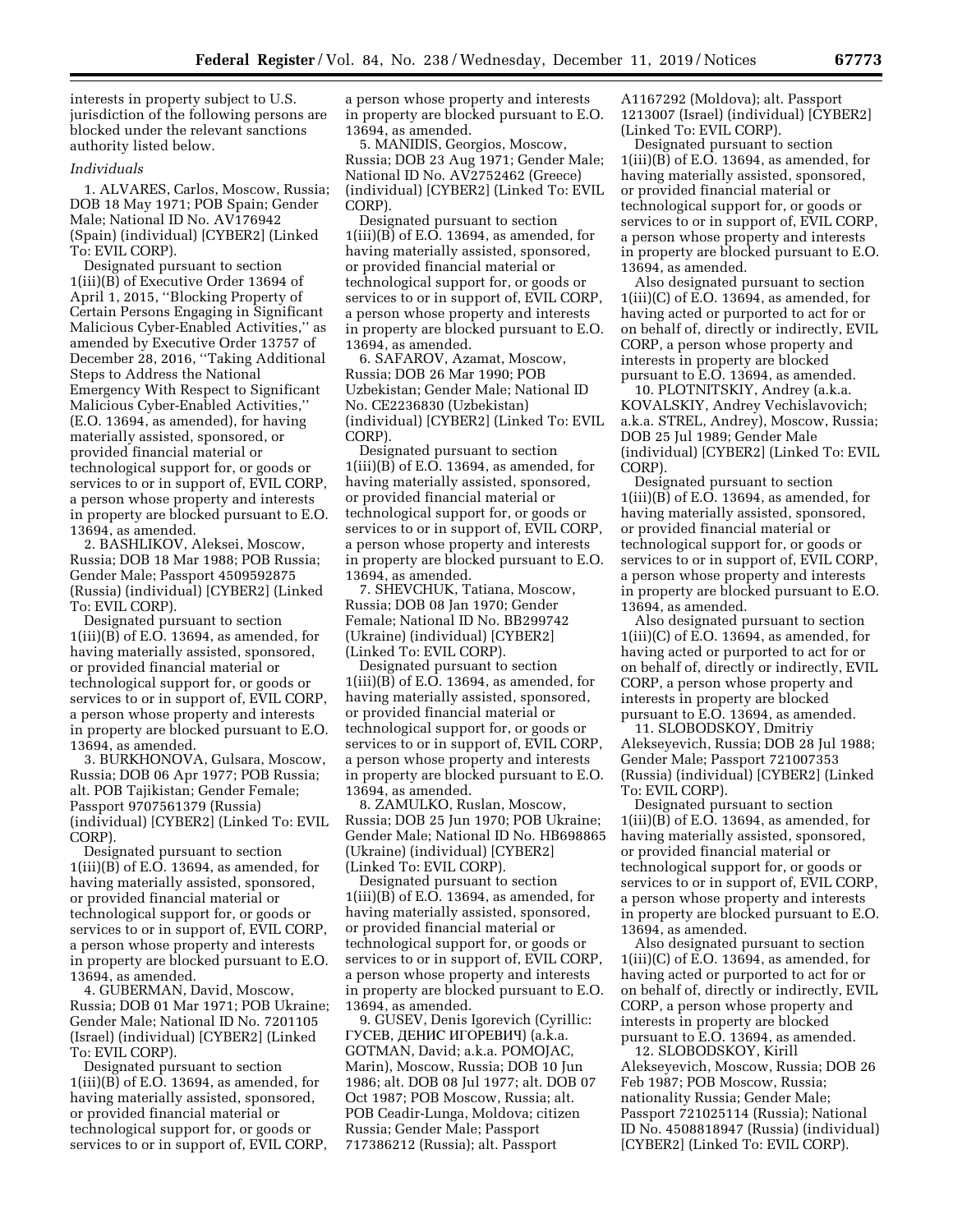interests in property subject to U.S. jurisdiction of the following persons are blocked under the relevant sanctions authority listed below.

*Individuals*

1. ALVARES, Carlos, Moscow, Russia; DOB 18 May 1971; POB Spain; Gender Male; National ID No. AV176942 (Spain) (individual) [CYBER2] (Linked To: EVIL CORP).

Designated pursuant to section 1(iii)(B) of Executive Order 13694 of April 1, 2015, ''Blocking Property of Certain Persons Engaging in Significant Malicious Cyber-Enabled Activities,'' as amended by Executive Order 13757 of December 28, 2016, ''Taking Additional Steps to Address the National Emergency With Respect to Significant Malicious Cyber-Enabled Activities,'' (E.O. 13694, as amended), for having materially assisted, sponsored, or provided financial material or technological support for, or goods or services to or in support of, EVIL CORP, a person whose property and interests in property are blocked pursuant to E.O. 13694, as amended.

2. BASHLIKOV, Aleksei, Moscow, Russia; DOB 18 Mar 1988; POB Russia; Gender Male; Passport 4509592875 (Russia) (individual) [CYBER2] (Linked To: EVIL CORP).

Designated pursuant to section 1(iii)(B) of E.O. 13694, as amended, for having materially assisted, sponsored, or provided financial material or technological support for, or goods or services to or in support of, EVIL CORP, a person whose property and interests in property are blocked pursuant to E.O. 13694, as amended.

3. BURKHONOVA, Gulsara, Moscow, Russia; DOB 06 Apr 1977; POB Russia; alt. POB Tajikistan; Gender Female; Passport 9707561379 (Russia) (individual) [CYBER2] (Linked To: EVIL CORP).

Designated pursuant to section 1(iii)(B) of E.O. 13694, as amended, for having materially assisted, sponsored, or provided financial material or technological support for, or goods or services to or in support of, EVIL CORP, a person whose property and interests in property are blocked pursuant to E.O. 13694, as amended.

4. GUBERMAN, David, Moscow, Russia; DOB 01 Mar 1971; POB Ukraine; Gender Male; National ID No. 7201105 (Israel) (individual) [CYBER2] (Linked To: EVIL CORP).

Designated pursuant to section 1(iii)(B) of E.O. 13694, as amended, for having materially assisted, sponsored, or provided financial material or technological support for, or goods or services to or in support of, EVIL CORP, a person whose property and interests in property are blocked pursuant to E.O. 13694, as amended.

5. MANIDIS, Georgios, Moscow, Russia; DOB 23 Aug 1971; Gender Male; National ID No. AV2752462 (Greece) (individual) [CYBER2] (Linked To: EVIL CORP).

Designated pursuant to section 1(iii)(B) of E.O. 13694, as amended, for having materially assisted, sponsored, or provided financial material or technological support for, or goods or services to or in support of, EVIL CORP, a person whose property and interests in property are blocked pursuant to E.O. 13694, as amended.

6. SAFAROV, Azamat, Moscow, Russia; DOB 26 Mar 1990; POB Uzbekistan; Gender Male; National ID No. CE2236830 (Uzbekistan) (individual) [CYBER2] (Linked To: EVIL CORP).

Designated pursuant to section 1(iii)(B) of E.O. 13694, as amended, for having materially assisted, sponsored, or provided financial material or technological support for, or goods or services to or in support of, EVIL CORP, a person whose property and interests in property are blocked pursuant to E.O. 13694, as amended.

7. SHEVCHUK, Tatiana, Moscow, Russia; DOB 08 Jan 1970; Gender Female; National ID No. BB299742 (Ukraine) (individual) [CYBER2] (Linked To: EVIL CORP).

Designated pursuant to section 1(iii)(B) of E.O. 13694, as amended, for having materially assisted, sponsored, or provided financial material or technological support for, or goods or services to or in support of, EVIL CORP, a person whose property and interests in property are blocked pursuant to E.O. 13694, as amended.

8. ZAMULKO, Ruslan, Moscow, Russia; DOB 25 Jun 1970; POB Ukraine; Gender Male; National ID No. HB698865 (Ukraine) (individual) [CYBER2] (Linked To: EVIL CORP).

Designated pursuant to section 1(iii)(B) of E.O. 13694, as amended, for having materially assisted, sponsored, or provided financial material or technological support for, or goods or services to or in support of, EVIL CORP, a person whose property and interests in property are blocked pursuant to E.O. 13694, as amended.

9. GUSEV, Denis Igorevich (Cyrillic: ГУСЕВ, ДЕНИС ИГОРЕВИЧ) (a.k.a. GOTMAN, David; a.k.a. POMOJAC, Marin), Moscow, Russia; DOB 10 Jun 1986; alt. DOB 08 Jul 1977; alt. DOB 07 Oct 1987; POB Moscow, Russia; alt. POB Ceadir-Lunga, Moldova; citizen Russia; Gender Male; Passport 717386212 (Russia); alt. Passport A1167292 (Moldova); alt. Passport 1213007 (Israel) (individual) [CYBER2] (Linked To: EVIL CORP).

Designated pursuant to section 1(iii)(B) of E.O. 13694, as amended, for having materially assisted, sponsored, or provided financial material or technological support for, or goods or services to or in support of, EVIL CORP, a person whose property and interests in property are blocked pursuant to E.O. 13694, as amended.

Also designated pursuant to section 1(iii)(C) of E.O. 13694, as amended, for having acted or purported to act for or on behalf of, directly or indirectly, EVIL CORP, a person whose property and interests in property are blocked pursuant to E.O. 13694, as amended.

10. PLOTNITSKIY, Andrey (a.k.a. KOVALSKIY, Andrey Vechislavovich; a.k.a. STREL, Andrey), Moscow, Russia; DOB 25 Jul 1989; Gender Male (individual) [CYBER2] (Linked To: EVIL CORP).

Designated pursuant to section 1(iii)(B) of E.O. 13694, as amended, for having materially assisted, sponsored, or provided financial material or technological support for, or goods or services to or in support of, EVIL CORP, a person whose property and interests in property are blocked pursuant to E.O. 13694, as amended.

Also designated pursuant to section 1(iii)(C) of E.O. 13694, as amended, for having acted or purported to act for or on behalf of, directly or indirectly, EVIL CORP, a person whose property and interests in property are blocked pursuant to E.O. 13694, as amended.

11. SLOBODSKOY, Dmitriy Alekseyevich, Russia; DOB 28 Jul 1988; Gender Male; Passport 721007353 (Russia) (individual) [CYBER2] (Linked To: EVIL CORP).

Designated pursuant to section 1(iii)(B) of E.O. 13694, as amended, for having materially assisted, sponsored, or provided financial material or technological support for, or goods or services to or in support of, EVIL CORP, a person whose property and interests in property are blocked pursuant to E.O. 13694, as amended.

Also designated pursuant to section 1(iii)(C) of E.O. 13694, as amended, for having acted or purported to act for or on behalf of, directly or indirectly, EVIL CORP, a person whose property and interests in property are blocked pursuant to E.O. 13694, as amended.

12. SLOBODSKOY, Kirill Alekseyevich, Moscow, Russia; DOB 26 Feb 1987; POB Moscow, Russia; nationality Russia; Gender Male; Passport 721025114 (Russia); National ID No. 4508818947 (Russia) (individual) [CYBER2] (Linked To: EVIL CORP).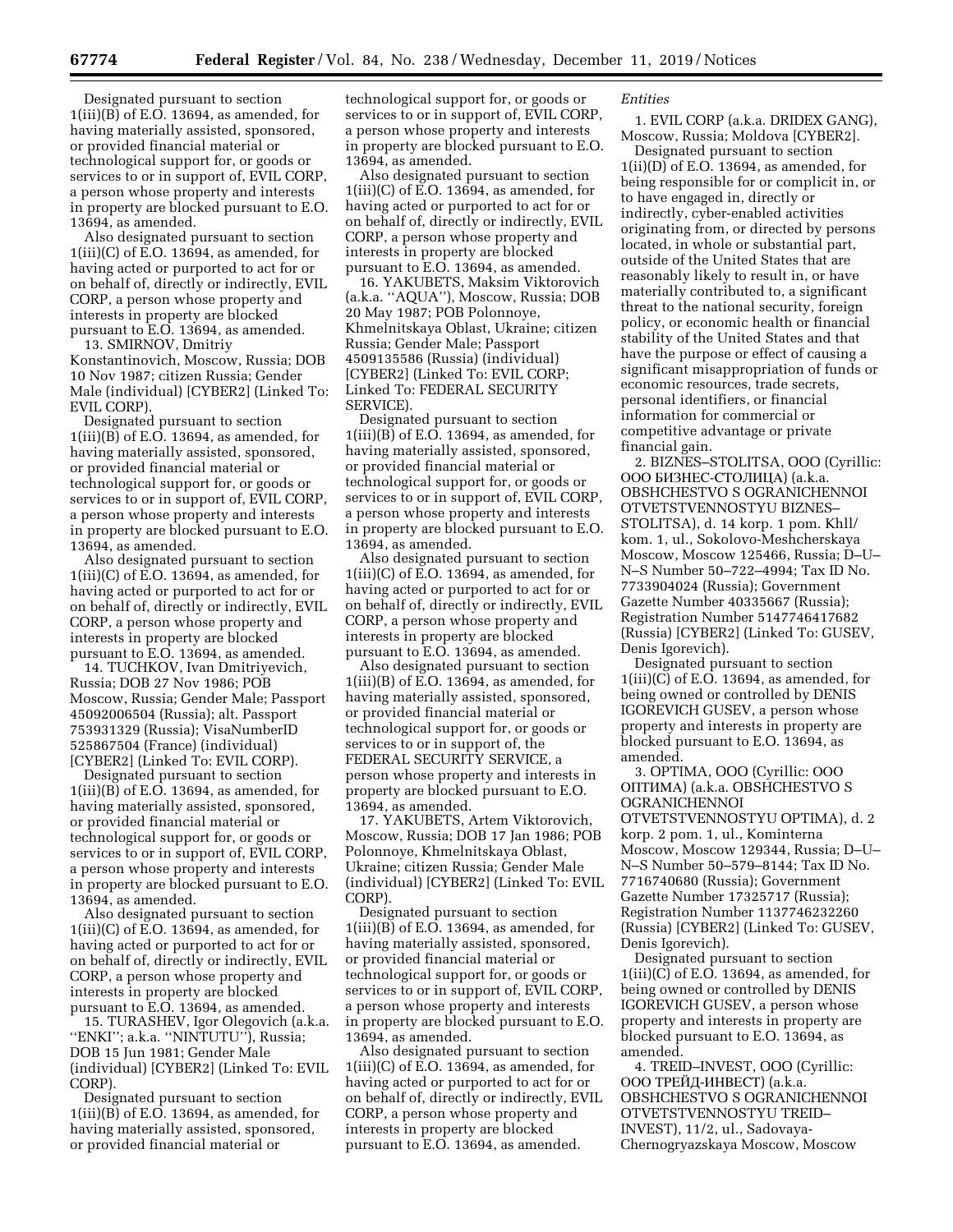Designated pursuant to section 1(iii)(B) of E.O. 13694, as amended, for having materially assisted, sponsored, or provided financial material or technological support for, or goods or services to or in support of, EVIL CORP, a person whose property and interests in property are blocked pursuant to E.O. 13694, as amended.

Also designated pursuant to section 1(iii)(C) of E.O. 13694, as amended, for having acted or purported to act for or on behalf of, directly or indirectly, EVIL CORP, a person whose property and interests in property are blocked pursuant to E.O. 13694, as amended.

13. SMIRNOV, Dmitriy Konstantinovich, Moscow, Russia; DOB 10 Nov 1987; citizen Russia; Gender Male (individual) [CYBER2] (Linked To: EVIL CORP).

Designated pursuant to section 1(iii)(B) of E.O. 13694, as amended, for having materially assisted, sponsored, or provided financial material or technological support for, or goods or services to or in support of, EVIL CORP, a person whose property and interests in property are blocked pursuant to E.O. 13694, as amended.

Also designated pursuant to section 1(iii)(C) of E.O. 13694, as amended, for having acted or purported to act for or on behalf of, directly or indirectly, EVIL CORP, a person whose property and interests in property are blocked pursuant to E.O. 13694, as amended.

14. TUCHKOV, Ivan Dmitriyevich, Russia; DOB 27 Nov 1986; POB Moscow, Russia; Gender Male; Passport 45092006504 (Russia); alt. Passport 753931329 (Russia); VisaNumberID 525867504 (France) (individual) [CYBER2] (Linked To: EVIL CORP).

Designated pursuant to section 1(iii)(B) of E.O. 13694, as amended, for having materially assisted, sponsored, or provided financial material or technological support for, or goods or services to or in support of, EVIL CORP, a person whose property and interests in property are blocked pursuant to E.O. 13694, as amended.

Also designated pursuant to section 1(iii)(C) of E.O. 13694, as amended, for having acted or purported to act for or on behalf of, directly or indirectly, EVIL CORP, a person whose property and interests in property are blocked pursuant to E.O. 13694, as amended.

15. TURASHEV, Igor Olegovich (a.k.a. ''ENKI''; a.k.a. ''NINTUTU''), Russia; DOB 15 Jun 1981; Gender Male (individual) [CYBER2] (Linked To: EVIL CORP).

Designated pursuant to section 1(iii)(B) of E.O. 13694, as amended, for having materially assisted, sponsored, or provided financial material or technological support for, or goods or services to or in support of, EVIL CORP, a person whose property and interests in property are blocked pursuant to E.O. 13694, as amended.

Also designated pursuant to section 1(iii)(C) of E.O. 13694, as amended, for having acted or purported to act for or on behalf of, directly or indirectly, EVIL CORP, a person whose property and interests in property are blocked pursuant to E.O. 13694, as amended.

16. YAKUBETS, Maksim Viktorovich (a.k.a. ''AQUA''), Moscow, Russia; DOB 20 May 1987; POB Polonnoye, Khmelnitskaya Oblast, Ukraine; citizen Russia; Gender Male; Passport 4509135586 (Russia) (individual) [CYBER2] (Linked To: EVIL CORP; Linked To: FEDERAL SECURITY SERVICE).

Designated pursuant to section 1(iii)(B) of E.O. 13694, as amended, for having materially assisted, sponsored, or provided financial material or technological support for, or goods or services to or in support of, EVIL CORP, a person whose property and interests in property are blocked pursuant to E.O. 13694, as amended.

Also designated pursuant to section 1(iii)(C) of E.O. 13694, as amended, for having acted or purported to act for or on behalf of, directly or indirectly, EVIL CORP, a person whose property and interests in property are blocked pursuant to E.O. 13694, as amended.

Also designated pursuant to section 1(iii)(B) of E.O. 13694, as amended, for having materially assisted, sponsored, or provided financial material or technological support for, or goods or services to or in support of, the FEDERAL SECURITY SERVICE, a person whose property and interests in property are blocked pursuant to E.O. 13694, as amended.

17. YAKUBETS, Artem Viktorovich, Moscow, Russia; DOB 17 Jan 1986; POB Polonnoye, Khmelnitskaya Oblast, Ukraine; citizen Russia; Gender Male (individual) [CYBER2] (Linked To: EVIL CORP).

Designated pursuant to section 1(iii)(B) of E.O. 13694, as amended, for having materially assisted, sponsored, or provided financial material or technological support for, or goods or services to or in support of, EVIL CORP, a person whose property and interests in property are blocked pursuant to E.O. 13694, as amended.

Also designated pursuant to section 1(iii)(C) of E.O. 13694, as amended, for having acted or purported to act for or on behalf of, directly or indirectly, EVIL CORP, a person whose property and interests in property are blocked pursuant to E.O. 13694, as amended.

*Entities*

1. EVIL CORP (a.k.a. DRIDEX GANG), Moscow, Russia; Moldova [CYBER2].

Designated pursuant to section 1(ii)(D) of E.O. 13694, as amended, for being responsible for or complicit in, or to have engaged in, directly or indirectly, cyber-enabled activities originating from, or directed by persons located, in whole or substantial part, outside of the United States that are reasonably likely to result in, or have materially contributed to, a significant threat to the national security, foreign policy, or economic health or financial stability of the United States and that have the purpose or effect of causing a significant misappropriation of funds or economic resources, trade secrets, personal identifiers, or financial information for commercial or competitive advantage or private financial gain.

2. BIZNES–STOLITSA, OOO (Cyrillic: ООО БИЗНЕС-СТОЛИЦА) (a.k.a. OBSHCHESTVO S OGRANICHENNOI OTVETSTVENNOSTYU BIZNES–STOLITSA), d. 14 korp. 1 pom. Khll/kom. 1, ul., Sokolovo-Meshcherskaya Moscow, Moscow 125466, Russia; D–U–N–S Number 50–722–4994; Tax ID No. 7733904024 (Russia); Government Gazette Number 40335667 (Russia); Registration Number 5147746417682 (Russia) [CYBER2] (Linked To: GUSEV, Denis Igorevich).

Designated pursuant to section 1(iii)(C) of E.O. 13694, as amended, for being owned or controlled by DENIS IGOREVICH GUSEV, a person whose property and interests in property are blocked pursuant to E.O. 13694, as amended.

3. OPTIMA, OOO (Cyrillic: ООО ОПТИМА) (a.k.a. OBSHCHESTVO S OGRANICHENNOI OTVETSTVENNOSTYU OPTIMA), d. 2 korp. 2 pom. 1, ul., Kominterna Moscow, Moscow 129344, Russia; D–U–N–S Number 50–579–8144; Tax ID No. 7716740680 (Russia); Government Gazette Number 17325717 (Russia); Registration Number 1137746232260 (Russia) [CYBER2] (Linked To: GUSEV, Denis Igorevich).

Designated pursuant to section 1(iii)(C) of E.O. 13694, as amended, for being owned or controlled by DENIS IGOREVICH GUSEV, a person whose property and interests in property are blocked pursuant to E.O. 13694, as amended.

4. TREID–INVEST, OOO (Cyrillic: ООО ТРЕЙД-ИНВЕСТ) (a.k.a. OBSHCHESTVO S OGRANICHENNOI OTVETSTVENNOSTYU TREID–INVEST), 11/2, ul., Sadovaya-Chernogryazskaya Moscow, Moscow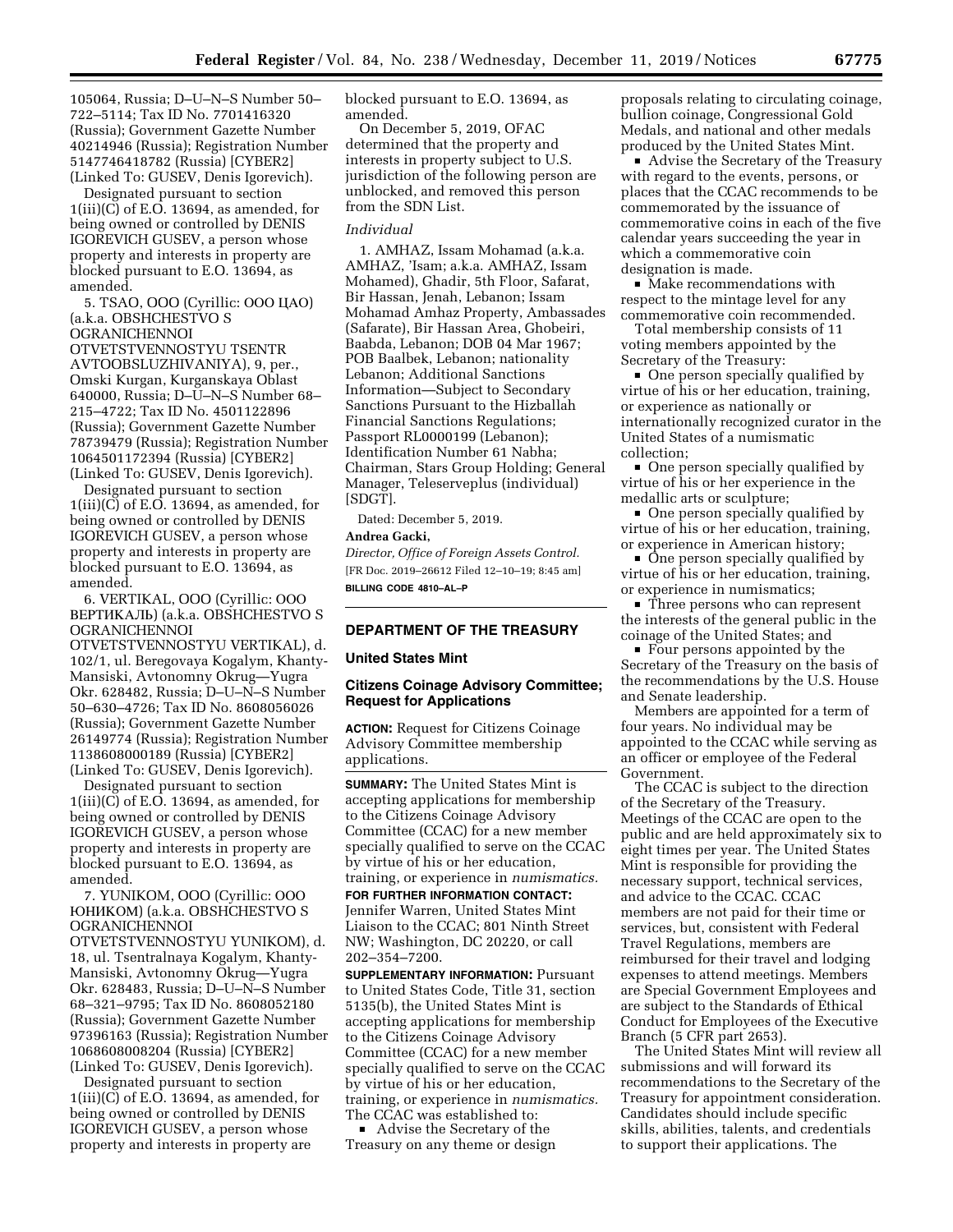105064, Russia; D–U–N–S Number 50–722–5114; Tax ID No. 7701416320 (Russia); Government Gazette Number 40214946 (Russia); Registration Number 5147746418782 (Russia) [CYBER2] (Linked To: GUSEV, Denis Igorevich).

Designated pursuant to section 1(iii)(C) of E.O. 13694, as amended, for being owned or controlled by DENIS IGOREVICH GUSEV, a person whose property and interests in property are blocked pursuant to E.O. 13694, as amended.

5. TSAO, OOO (Cyrillic: ООО ЦАО) (a.k.a. OBSHCHESTVO S OGRANICHENNOI OTVETSTVENNOSTYU TSENTR AVTOOBSLUZHIVANIYA), 9, per., Omski Kurgan, Kurganskaya Oblast 640000, Russia; D–U–N–S Number 68–215–4722; Tax ID No. 4501122896 (Russia); Government Gazette Number 78739479 (Russia); Registration Number 1064501172394 (Russia) [CYBER2] (Linked To: GUSEV, Denis Igorevich).

Designated pursuant to section 1(iii)(C) of E.O. 13694, as amended, for being owned or controlled by DENIS IGOREVICH GUSEV, a person whose property and interests in property are blocked pursuant to E.O. 13694, as amended.

6. VERTIKAL, OOO (Cyrillic: ООО ВЕРТИКАЛЬ) (a.k.a. OBSHCHESTVO S OGRANICHENNOI OTVETSTVENNOSTYU VERTIKAL), d. 102/1, ul. Beregovaya Kogalym, Khanty-Mansiski, Avtonomny Okrug—Yugra Okr. 628482, Russia; D–U–N–S Number 50–630–4726; Tax ID No. 8608056026 (Russia); Government Gazette Number 26149774 (Russia); Registration Number 1138608000189 (Russia) [CYBER2] (Linked To: GUSEV, Denis Igorevich).

Designated pursuant to section 1(iii)(C) of E.O. 13694, as amended, for being owned or controlled by DENIS IGOREVICH GUSEV, a person whose property and interests in property are blocked pursuant to E.O. 13694, as amended.

7. YUNIKOM, OOO (Cyrillic: ООО ЮНИКОМ) (a.k.a. OBSHCHESTVO S OGRANICHENNOI OTVETSTVENNOSTYU YUNIKOM), d. 18, ul. Tsentralnaya Kogalym, Khanty-Mansiski, Avtonomny Okrug—Yugra Okr. 628483, Russia; D–U–N–S Number 68–321–9795; Tax ID No. 8608052180 (Russia); Government Gazette Number 97396163 (Russia); Registration Number 1068608008204 (Russia) [CYBER2] (Linked To: GUSEV, Denis Igorevich).

Designated pursuant to section 1(iii)(C) of E.O. 13694, as amended, for being owned or controlled by DENIS IGOREVICH GUSEV, a person whose property and interests in property are blocked pursuant to E.O. 13694, as amended.

On December 5, 2019, OFAC determined that the property and interests in property subject to U.S. jurisdiction of the following person are unblocked, and removed this person from the SDN List.

*Individual*

1. AMHAZ, Issam Mohamad (a.k.a. AMHAZ, 'Isam; a.k.a. AMHAZ, Issam Mohamed), Ghadir, 5th Floor, Safarat, Bir Hassan, Jenah, Lebanon; Issam Mohamad Amhaz Property, Ambassades (Safarate), Bir Hassan Area, Ghobeiri, Baabda, Lebanon; DOB 04 Mar 1967; POB Baalbek, Lebanon; nationality Lebanon; Additional Sanctions Information—Subject to Secondary Sanctions Pursuant to the Hizballah Financial Sanctions Regulations; Passport RL0000199 (Lebanon); Identification Number 61 Nabha; Chairman, Stars Group Holding; General Manager, Teleserveplus (individual) [SDGT].

Dated: December 5, 2019.

**Andrea Gacki,**

*Director, Office of Foreign Assets Control.*

[FR Doc. 2019–26612 Filed 12–10–19; 8:45 am]

**BILLING CODE 4810–AL–P**

## DEPARTMENT OF THE TREASURY

### United States Mint

### Citizens Coinage Advisory Committee; Request for Applications

**ACTION:** Request for Citizens Coinage Advisory Committee membership applications.

**SUMMARY:** The United States Mint is accepting applications for membership to the Citizens Coinage Advisory Committee (CCAC) for a new member specially qualified to serve on the CCAC by virtue of his or her education, training, or experience in *numismatics.*

**FOR FURTHER INFORMATION CONTACT:** Jennifer Warren, United States Mint Liaison to the CCAC; 801 Ninth Street NW; Washington, DC 20220, or call 202–354–7200.

**SUPPLEMENTARY INFORMATION:** Pursuant to United States Code, Title 31, section 5135(b), the United States Mint is accepting applications for membership to the Citizens Coinage Advisory Committee (CCAC) for a new member specially qualified to serve on the CCAC by virtue of his or her education, training, or experience in *numismatics.* The CCAC was established to:

- Advise the Secretary of the Treasury on any theme or design proposals relating to circulating coinage, bullion coinage, Congressional Gold Medals, and national and other medals produced by the United States Mint.
- Advise the Secretary of the Treasury with regard to the events, persons, or places that the CCAC recommends to be commemorated by the issuance of commemorative coins in each of the five calendar years succeeding the year in which a commemorative coin designation is made.
- Make recommendations with respect to the mintage level for any commemorative coin recommended.

Total membership consists of 11 voting members appointed by the Secretary of the Treasury:

- One person specially qualified by virtue of his or her education, training, or experience as nationally or internationally recognized curator in the United States of a numismatic collection;
- One person specially qualified by virtue of his or her experience in the medallic arts or sculpture;
- One person specially qualified by virtue of his or her education, training, or experience in American history;
- One person specially qualified by virtue of his or her education, training, or experience in numismatics;
- Three persons who can represent the interests of the general public in the coinage of the United States; and
- Four persons appointed by the Secretary of the Treasury on the basis of the recommendations by the U.S. House and Senate leadership.

Members are appointed for a term of four years. No individual may be appointed to the CCAC while serving as an officer or employee of the Federal Government.

The CCAC is subject to the direction of the Secretary of the Treasury. Meetings of the CCAC are open to the public and are held approximately six to eight times per year. The United States Mint is responsible for providing the necessary support, technical services, and advice to the CCAC. CCAC members are not paid for their time or services, but, consistent with Federal Travel Regulations, members are reimbursed for their travel and lodging expenses to attend meetings. Members are Special Government Employees and are subject to the Standards of Ethical Conduct for Employees of the Executive Branch (5 CFR part 2653).

The United States Mint will review all submissions and will forward its recommendations to the Secretary of the Treasury for appointment consideration. Candidates should include specific skills, abilities, talents, and credentials to support their applications. The